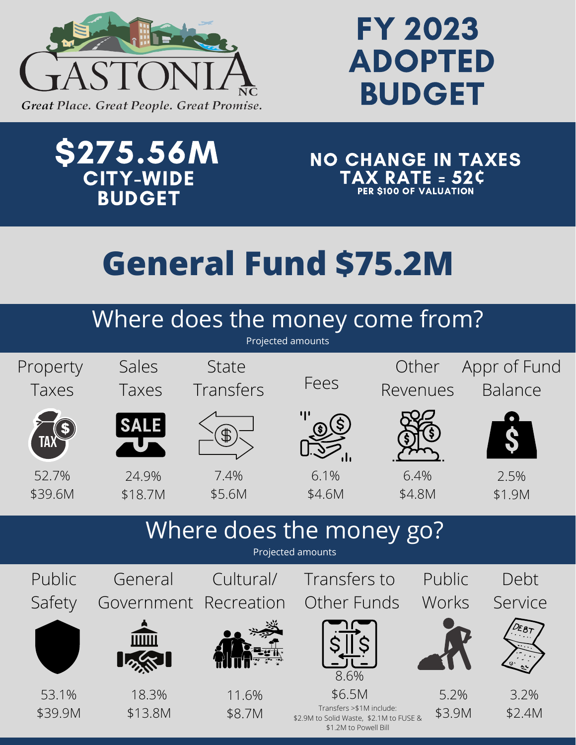# GASTONIA NC

*Great Place. Great People. Great Promise.*

# FY 2023 ADOPTED BUDGET

**$275.56M CITY-WIDE BUDGET**

**NO CHANGE IN TAXES**
**TAX RATE = 52¢**
**PER $100 OF VALUATION**

# General Fund $75.2M

## Where does the money come from?

Projected amounts

| Property Taxes | Sales Taxes | State Transfers | Fees | Other Revenues | Appr of Fund Balance |
|---|---|---|---|---|---|
| 52.7% | 24.9% | 7.4% | 6.1% | 6.4% | 2.5% |
| $39.6M | $18.7M | $5.6M | $4.6M | $4.8M | $1.9M |

## Where does the money go?

Projected amounts

| Public Safety | General Government | Cultural/ Recreation | Transfers to Other Funds | Public Works | Debt Service |
|---|---|---|---|---|---|
| 53.1% | 18.3% | 11.6% | 8.6% | 5.2% | 3.2% |
| $39.9M | $13.8M | $8.7M | $6.5M | $3.9M | $2.4M |

Transfers >$1M include: $2.9M to Solid Waste, $2.1M to FUSE & $1.2M to Powell Bill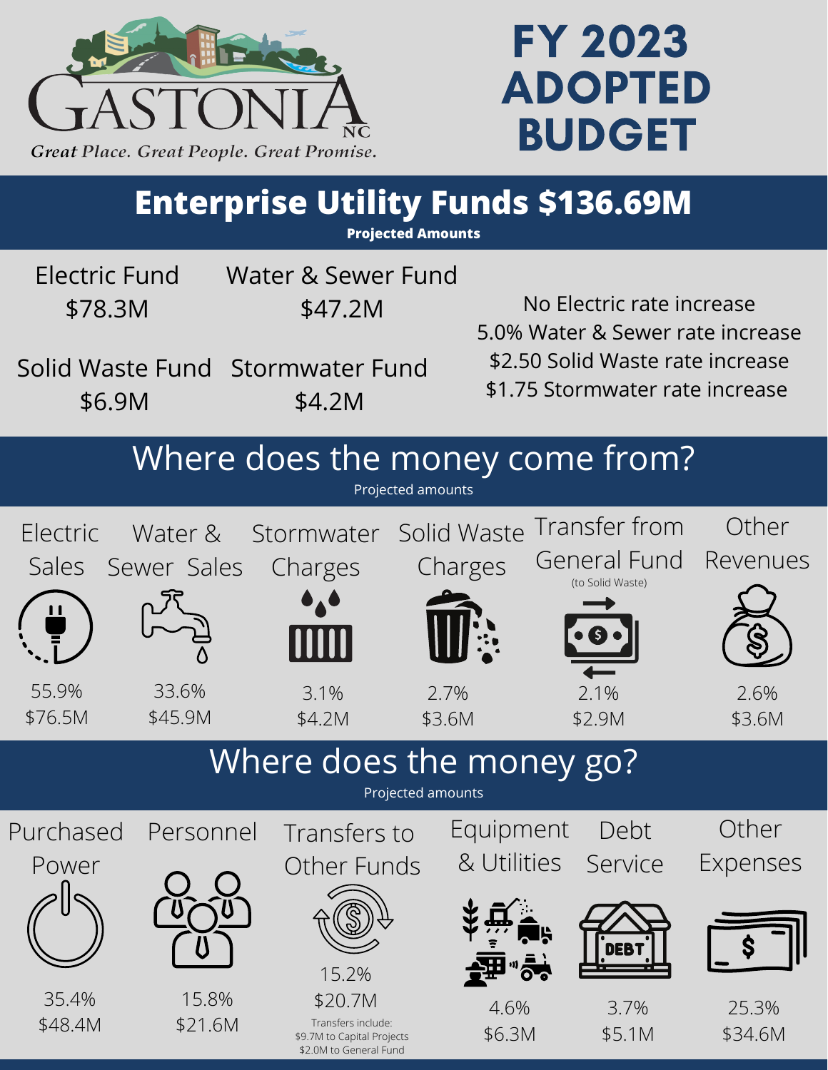Gastonia NC

*Great Place. Great People. Great Promise.*

# FY 2023 ADOPTED BUDGET

## Enterprise Utility Funds $136.69M

**Projected Amounts**

Electric Fund
$78.3M

Water & Sewer Fund
$47.2M

Solid Waste Fund
$6.9M

Stormwater Fund
$4.2M

No Electric rate increase
5.0% Water & Sewer rate increase
$2.50 Solid Waste rate increase
$1.75 Stormwater rate increase

## Where does the money come from?

Projected amounts

Electric Sales
55.9%
$76.5M

Water & Sewer Sales
33.6%
$45.9M

Stormwater Charges
3.1%
$4.2M

Solid Waste Charges
2.7%
$3.6M

Transfer from General Fund (to Solid Waste)
2.1%
$2.9M

Other Revenues
2.6%
$3.6M

## Where does the money go?

Projected amounts

Purchased Power
35.4%
$48.4M

Personnel
15.8%
$21.6M

Transfers to Other Funds
15.2%
$20.7M
Transfers include:
$9.7M to Capital Projects
$2.0M to General Fund

Equipment & Utilities
4.6%
$6.3M

Debt Service
3.7%
$5.1M

Other Expenses
25.3%
$34.6M